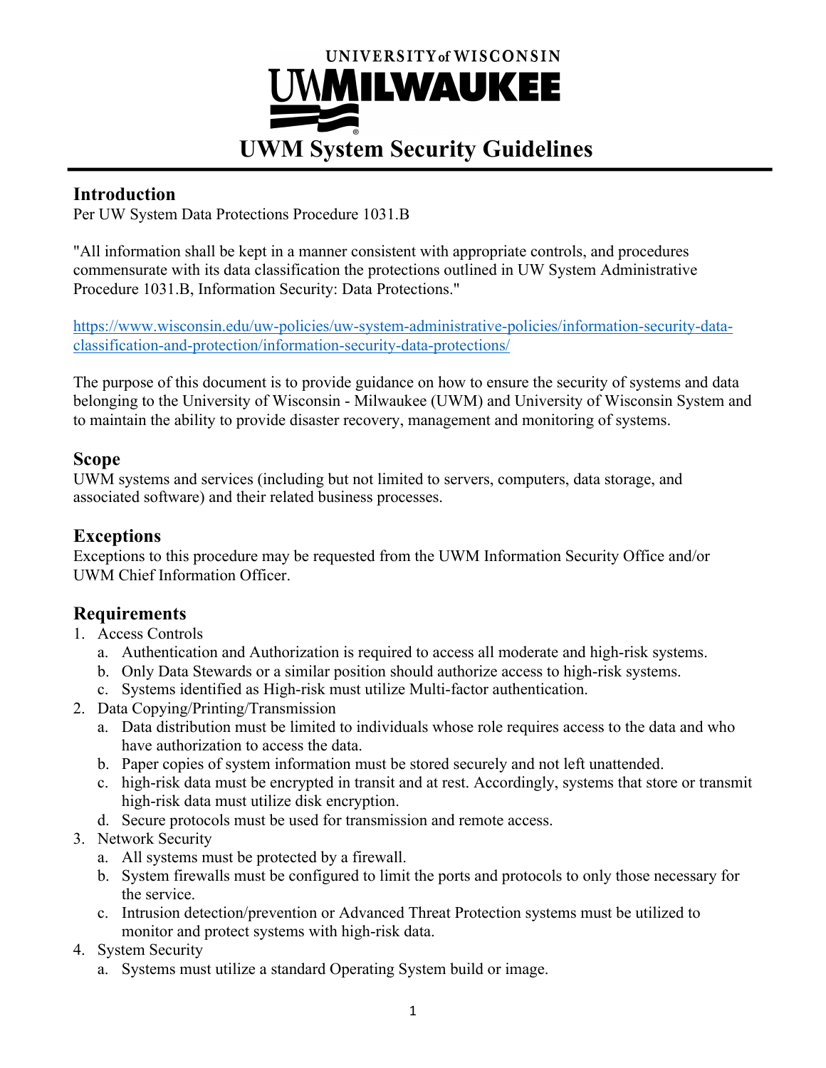UNIVERSITY of WISCONSIN

UWMILWAUKEE

# UWM System Security Guidelines

## Introduction

Per UW System Data Protections Procedure 1031.B

"All information shall be kept in a manner consistent with appropriate controls, and procedures commensurate with its data classification the protections outlined in UW System Administrative Procedure 1031.B, Information Security: Data Protections."

https://www.wisconsin.edu/uw-policies/uw-system-administrative-policies/information-security-data-classification-and-protection/information-security-data-protections/

The purpose of this document is to provide guidance on how to ensure the security of systems and data belonging to the University of Wisconsin - Milwaukee (UWM) and University of Wisconsin System and to maintain the ability to provide disaster recovery, management and monitoring of systems.

## Scope

UWM systems and services (including but not limited to servers, computers, data storage, and associated software) and their related business processes.

## Exceptions

Exceptions to this procedure may be requested from the UWM Information Security Office and/or UWM Chief Information Officer.

## Requirements

1. Access Controls
   a. Authentication and Authorization is required to access all moderate and high-risk systems.
   b. Only Data Stewards or a similar position should authorize access to high-risk systems.
   c. Systems identified as High-risk must utilize Multi-factor authentication.
2. Data Copying/Printing/Transmission
   a. Data distribution must be limited to individuals whose role requires access to the data and who have authorization to access the data.
   b. Paper copies of system information must be stored securely and not left unattended.
   c. high-risk data must be encrypted in transit and at rest. Accordingly, systems that store or transmit high-risk data must utilize disk encryption.
   d. Secure protocols must be used for transmission and remote access.
3. Network Security
   a. All systems must be protected by a firewall.
   b. System firewalls must be configured to limit the ports and protocols to only those necessary for the service.
   c. Intrusion detection/prevention or Advanced Threat Protection systems must be utilized to monitor and protect systems with high-risk data.
4. System Security
   a. Systems must utilize a standard Operating System build or image.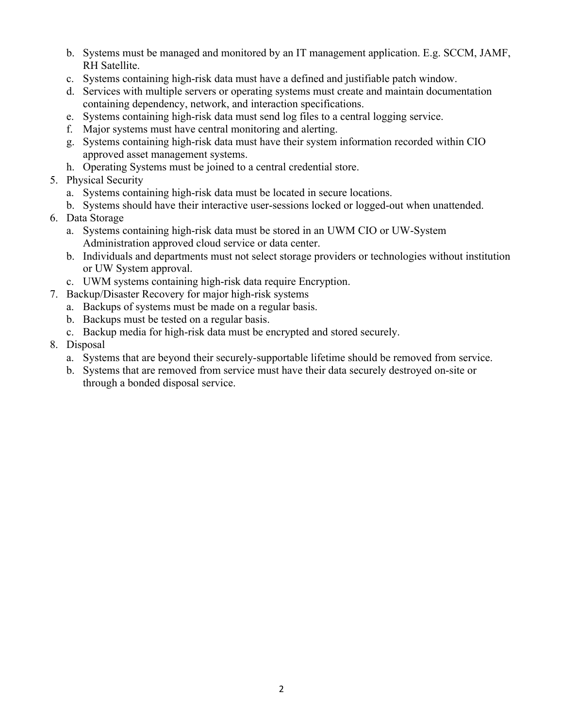b. Systems must be managed and monitored by an IT management application. E.g. SCCM, JAMF, RH Satellite.
   c. Systems containing high-risk data must have a defined and justifiable patch window.
   d. Services with multiple servers or operating systems must create and maintain documentation containing dependency, network, and interaction specifications.
   e. Systems containing high-risk data must send log files to a central logging service.
   f. Major systems must have central monitoring and alerting.
   g. Systems containing high-risk data must have their system information recorded within CIO approved asset management systems.
   h. Operating Systems must be joined to a central credential store.
5. Physical Security
   a. Systems containing high-risk data must be located in secure locations.
   b. Systems should have their interactive user-sessions locked or logged-out when unattended.
6. Data Storage
   a. Systems containing high-risk data must be stored in an UWM CIO or UW-System Administration approved cloud service or data center.
   b. Individuals and departments must not select storage providers or technologies without institution or UW System approval.
   c. UWM systems containing high-risk data require Encryption.
7. Backup/Disaster Recovery for major high-risk systems
   a. Backups of systems must be made on a regular basis.
   b. Backups must be tested on a regular basis.
   c. Backup media for high-risk data must be encrypted and stored securely.
8. Disposal
   a. Systems that are beyond their securely-supportable lifetime should be removed from service.
   b. Systems that are removed from service must have their data securely destroyed on-site or through a bonded disposal service.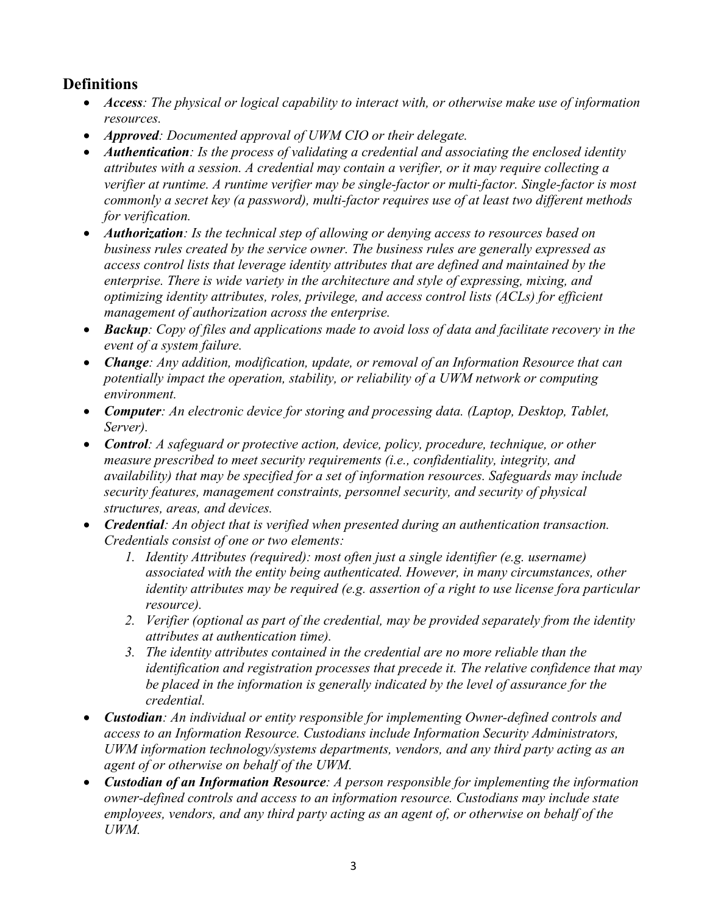## Definitions

- ***Access****: The physical or logical capability to interact with, or otherwise make use of information resources.*
- ***Approved****: Documented approval of UWM CIO or their delegate.*
- ***Authentication****: Is the process of validating a credential and associating the enclosed identity attributes with a session. A credential may contain a verifier, or it may require collecting a verifier at runtime. A runtime verifier may be single-factor or multi-factor. Single-factor is most commonly a secret key (a password), multi-factor requires use of at least two different methods for verification.*
- ***Authorization****: Is the technical step of allowing or denying access to resources based on business rules created by the service owner. The business rules are generally expressed as access control lists that leverage identity attributes that are defined and maintained by the enterprise. There is wide variety in the architecture and style of expressing, mixing, and optimizing identity attributes, roles, privilege, and access control lists (ACLs) for efficient management of authorization across the enterprise.*
- ***Backup****: Copy of files and applications made to avoid loss of data and facilitate recovery in the event of a system failure.*
- ***Change****: Any addition, modification, update, or removal of an Information Resource that can potentially impact the operation, stability, or reliability of a UWM network or computing environment.*
- ***Computer****: An electronic device for storing and processing data. (Laptop, Desktop, Tablet, Server).*
- ***Control****: A safeguard or protective action, device, policy, procedure, technique, or other measure prescribed to meet security requirements (i.e., confidentiality, integrity, and availability) that may be specified for a set of information resources. Safeguards may include security features, management constraints, personnel security, and security of physical structures, areas, and devices.*
- ***Credential****: An object that is verified when presented during an authentication transaction. Credentials consist of one or two elements:*
  1. *Identity Attributes (required): most often just a single identifier (e.g. username) associated with the entity being authenticated. However, in many circumstances, other identity attributes may be required (e.g. assertion of a right to use license fora particular resource).*
  2. *Verifier (optional as part of the credential, may be provided separately from the identity attributes at authentication time).*
  3. *The identity attributes contained in the credential are no more reliable than the identification and registration processes that precede it. The relative confidence that may be placed in the information is generally indicated by the level of assurance for the credential.*
- ***Custodian****: An individual or entity responsible for implementing Owner-defined controls and access to an Information Resource. Custodians include Information Security Administrators, UWM information technology/systems departments, vendors, and any third party acting as an agent of or otherwise on behalf of the UWM.*
- ***Custodian of an Information Resource****: A person responsible for implementing the information owner-defined controls and access to an information resource. Custodians may include state employees, vendors, and any third party acting as an agent of, or otherwise on behalf of the UWM.*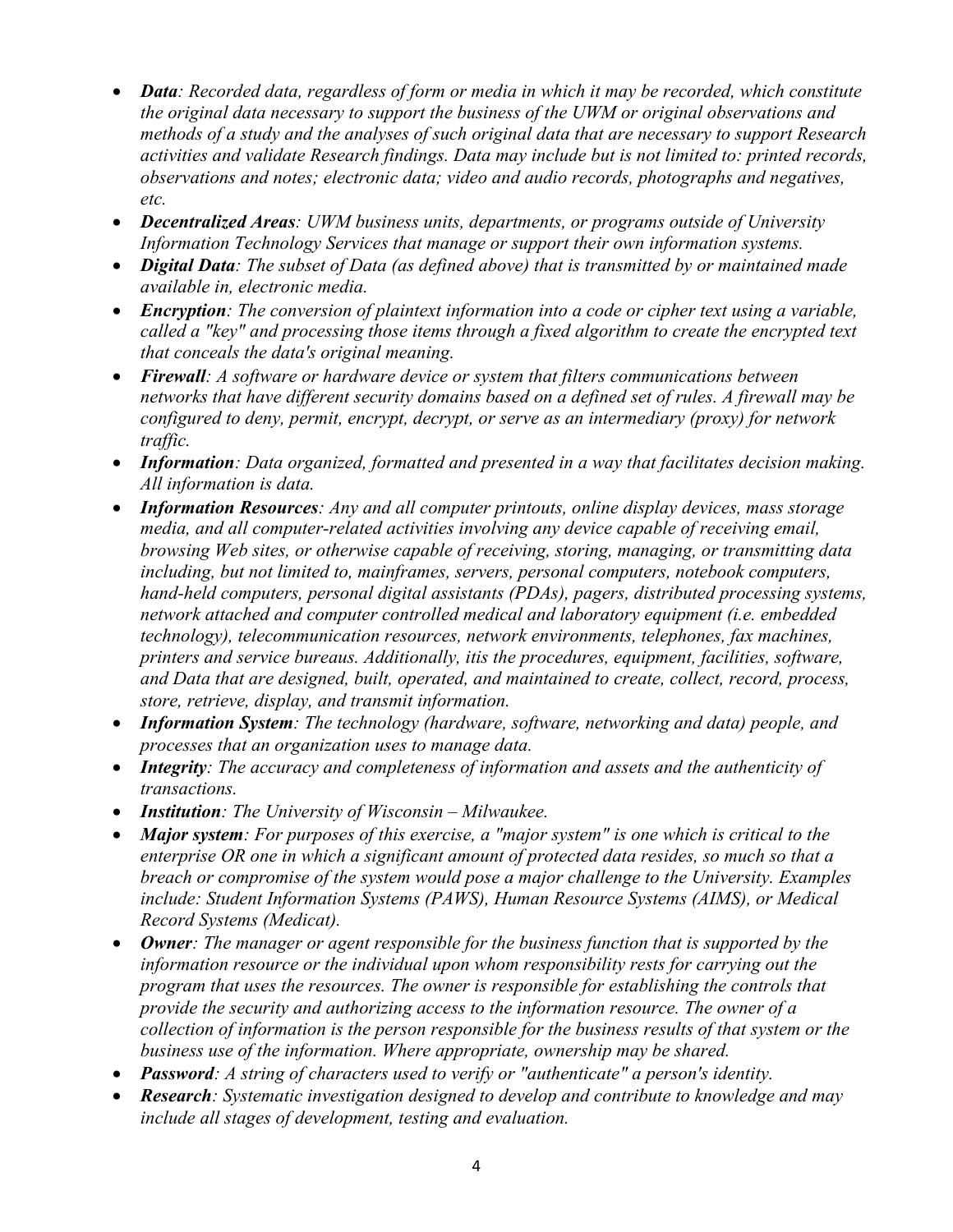- ***Data**: Recorded data, regardless of form or media in which it may be recorded, which constitute the original data necessary to support the business of the UWM or original observations and methods of a study and the analyses of such original data that are necessary to support Research activities and validate Research findings. Data may include but is not limited to: printed records, observations and notes; electronic data; video and audio records, photographs and negatives, etc.*
- ***Decentralized Areas**: UWM business units, departments, or programs outside of University Information Technology Services that manage or support their own information systems.*
- ***Digital Data**: The subset of Data (as defined above) that is transmitted by or maintained made available in, electronic media.*
- ***Encryption**: The conversion of plaintext information into a code or cipher text using a variable, called a "key" and processing those items through a fixed algorithm to create the encrypted text that conceals the data's original meaning.*
- ***Firewall**: A software or hardware device or system that filters communications between networks that have different security domains based on a defined set of rules. A firewall may be configured to deny, permit, encrypt, decrypt, or serve as an intermediary (proxy) for network traffic.*
- ***Information**: Data organized, formatted and presented in a way that facilitates decision making. All information is data.*
- ***Information Resources**: Any and all computer printouts, online display devices, mass storage media, and all computer-related activities involving any device capable of receiving email, browsing Web sites, or otherwise capable of receiving, storing, managing, or transmitting data including, but not limited to, mainframes, servers, personal computers, notebook computers, hand-held computers, personal digital assistants (PDAs), pagers, distributed processing systems, network attached and computer controlled medical and laboratory equipment (i.e. embedded technology), telecommunication resources, network environments, telephones, fax machines, printers and service bureaus. Additionally, itis the procedures, equipment, facilities, software, and Data that are designed, built, operated, and maintained to create, collect, record, process, store, retrieve, display, and transmit information.*
- ***Information System**: The technology (hardware, software, networking and data) people, and processes that an organization uses to manage data.*
- ***Integrity**: The accuracy and completeness of information and assets and the authenticity of transactions.*
- ***Institution**: The University of Wisconsin – Milwaukee.*
- ***Major system**: For purposes of this exercise, a "major system" is one which is critical to the enterprise OR one in which a significant amount of protected data resides, so much so that a breach or compromise of the system would pose a major challenge to the University. Examples include: Student Information Systems (PAWS), Human Resource Systems (AIMS), or Medical Record Systems (Medicat).*
- ***Owner**: The manager or agent responsible for the business function that is supported by the information resource or the individual upon whom responsibility rests for carrying out the program that uses the resources. The owner is responsible for establishing the controls that provide the security and authorizing access to the information resource. The owner of a collection of information is the person responsible for the business results of that system or the business use of the information. Where appropriate, ownership may be shared.*
- ***Password**: A string of characters used to verify or "authenticate" a person's identity.*
- ***Research**: Systematic investigation designed to develop and contribute to knowledge and may include all stages of development, testing and evaluation.*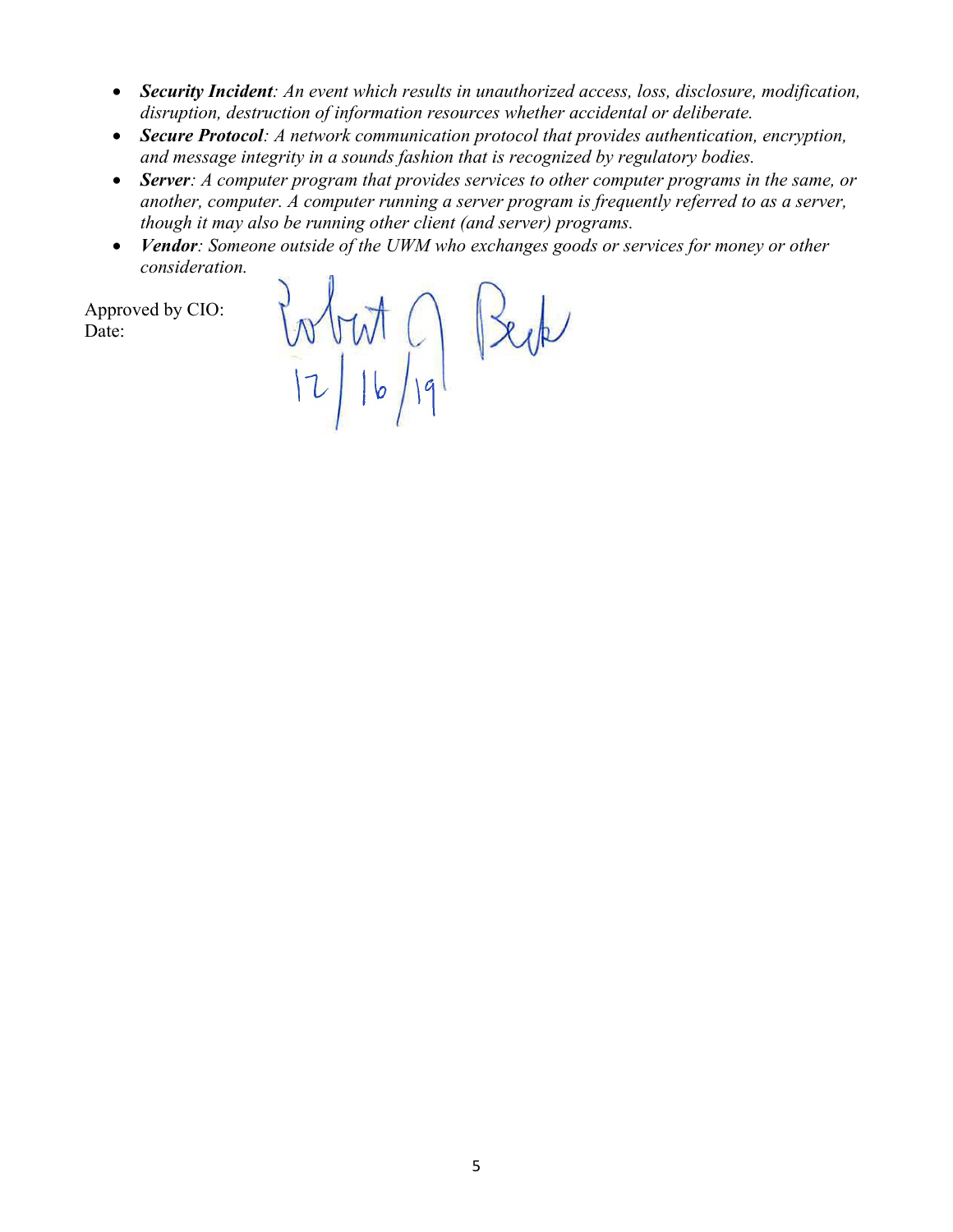- ***Security Incident****: An event which results in unauthorized access, loss, disclosure, modification, disruption, destruction of information resources whether accidental or deliberate.*
- ***Secure Protocol****: A network communication protocol that provides authentication, encryption, and message integrity in a sounds fashion that is recognized by regulatory bodies.*
- ***Server****: A computer program that provides services to other computer programs in the same, or another, computer. A computer running a server program is frequently referred to as a server, though it may also be running other client (and server) programs.*
- ***Vendor****: Someone outside of the UWM who exchanges goods or services for money or other consideration.*

Approved by CIO: Robert G Beck
Date: 12/16/19